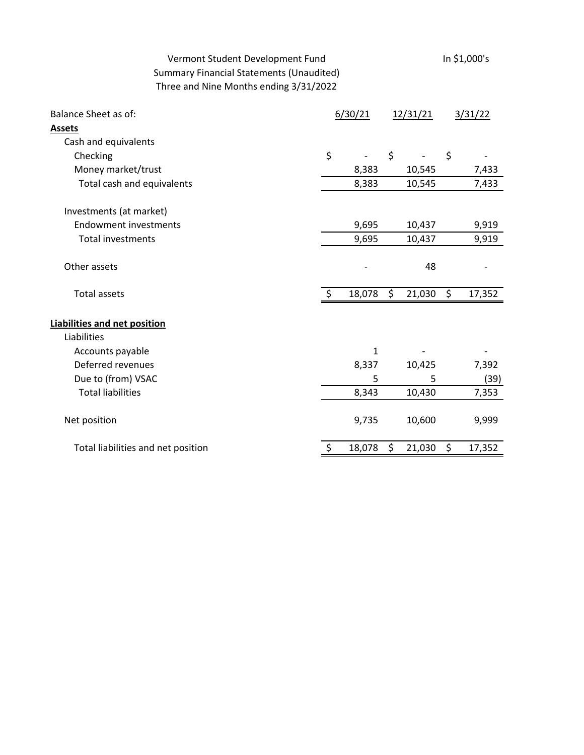Vermont Student Development Fund

Summary Financial Statements (Unaudited)

Three and Nine Months ending 3/31/2022

In $1,000's

| Balance Sheet as of: | 6/30/21 | 12/31/21 | 3/31/22 |
|---|---|---|---|
| **Assets** | | | |
| Cash and equivalents | | | |
| Checking | $ - | $ - | $ - |
| Money market/trust | 8,383 | 10,545 | 7,433 |
| Total cash and equivalents | 8,383 | 10,545 | 7,433 |
| | | | |
| Investments (at market) | | | |
| Endowment investments | 9,695 | 10,437 | 9,919 |
| Total investments | 9,695 | 10,437 | 9,919 |
| | | | |
| Other assets | - | 48 | - |
| | | | |
| Total assets | $ 18,078 | $ 21,030 | $ 17,352 |
| | | | |
| **Liabilities and net position** | | | |
| Liabilities | | | |
| Accounts payable | 1 | - | - |
| Deferred revenues | 8,337 | 10,425 | 7,392 |
| Due to (from) VSAC | 5 | 5 | (39) |
| Total liabilities | 8,343 | 10,430 | 7,353 |
| | | | |
| Net position | 9,735 | 10,600 | 9,999 |
| | | | |
| Total liabilities and net position | $ 18,078 | $ 21,030 | $ 17,352 |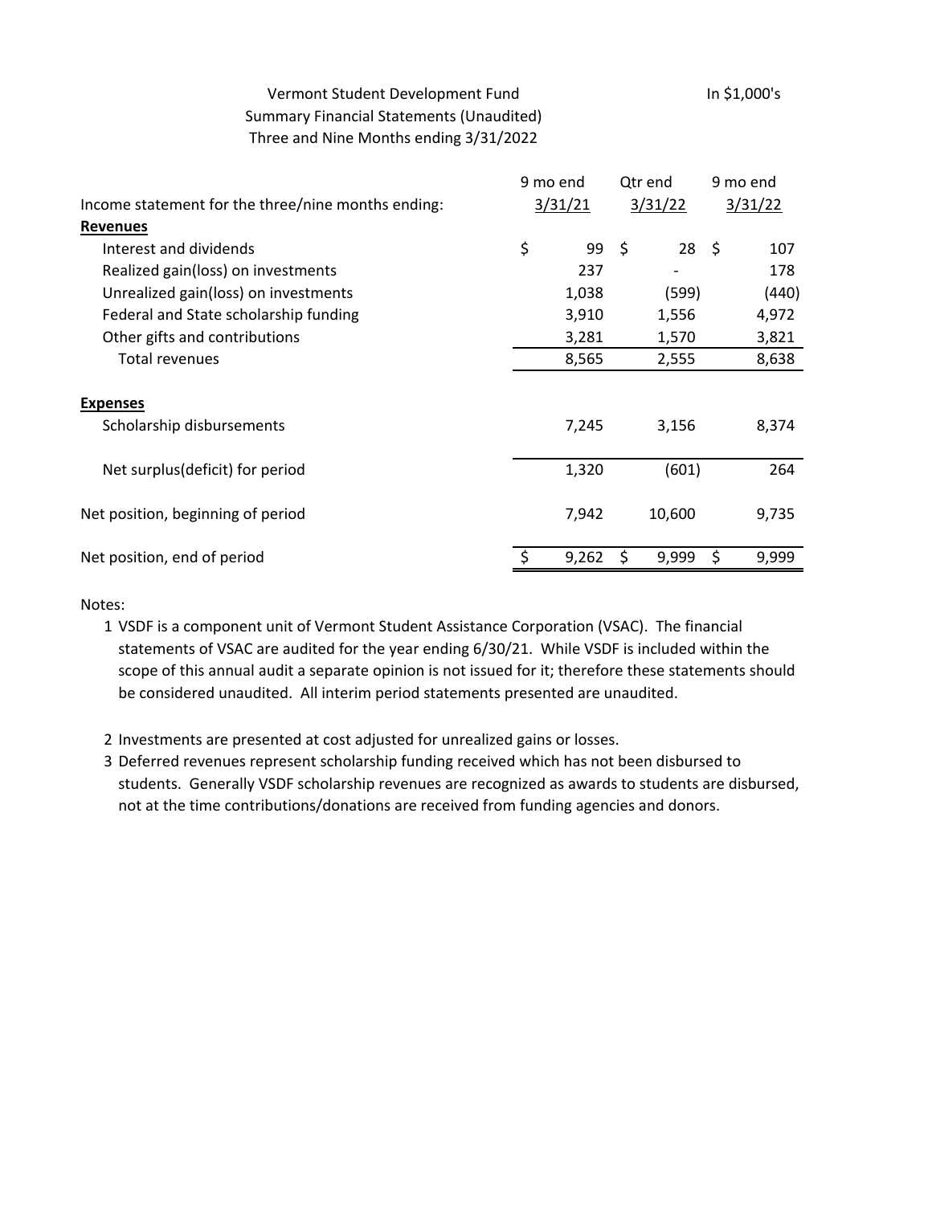Vermont Student Development Fund

Summary Financial Statements (Unaudited)

Three and Nine Months ending 3/31/2022

In $1,000's

| Income statement for the three/nine months ending: | 9 mo end 3/31/21 | Qtr end 3/31/22 | 9 mo end 3/31/22 |
|---|---|---|---|
| **Revenues** | | | |
| Interest and dividends | $ 99 | $ 28 | $ 107 |
| Realized gain(loss) on investments | 237 | - | 178 |
| Unrealized gain(loss) on investments | 1,038 | (599) | (440) |
| Federal and State scholarship funding | 3,910 | 1,556 | 4,972 |
| Other gifts and contributions | 3,281 | 1,570 | 3,821 |
| Total revenues | 8,565 | 2,555 | 8,638 |
| **Expenses** | | | |
| Scholarship disbursements | 7,245 | 3,156 | 8,374 |
| Net surplus(deficit) for period | 1,320 | (601) | 264 |
| Net position, beginning of period | 7,942 | 10,600 | 9,735 |
| Net position, end of period | $ 9,262 | $ 9,999 | $ 9,999 |

Notes:

1. VSDF is a component unit of Vermont Student Assistance Corporation (VSAC). The financial statements of VSAC are audited for the year ending 6/30/21. While VSDF is included within the scope of this annual audit a separate opinion is not issued for it; therefore these statements should be considered unaudited. All interim period statements presented are unaudited.
2. Investments are presented at cost adjusted for unrealized gains or losses.
3. Deferred revenues represent scholarship funding received which has not been disbursed to students. Generally VSDF scholarship revenues are recognized as awards to students are disbursed, not at the time contributions/donations are received from funding agencies and donors.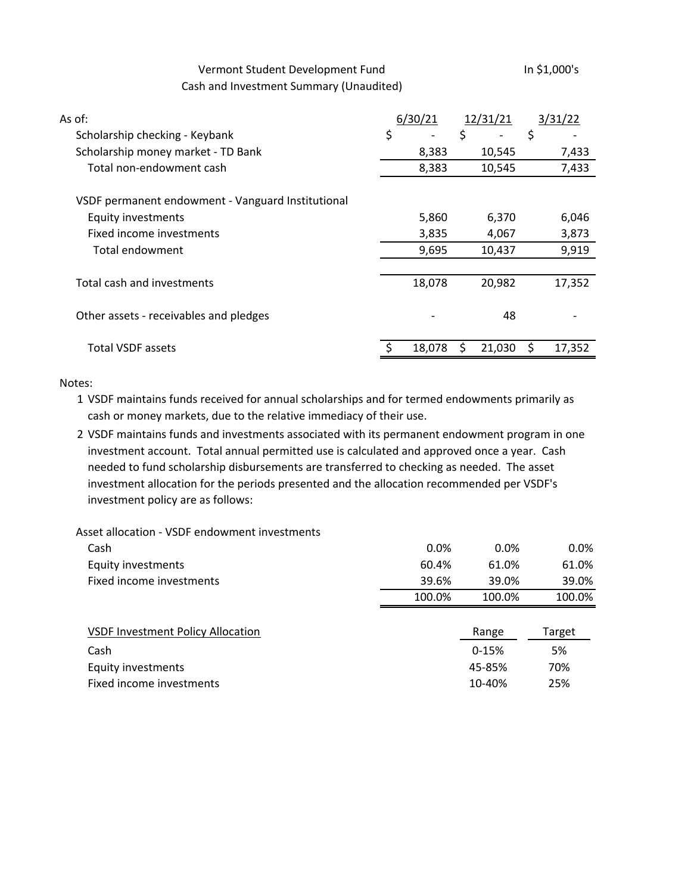Vermont Student Development Fund

Cash and Investment Summary (Unaudited)

In $1,000's

| As of: | 6/30/21 | 12/31/21 | 3/31/22 |
|---|---|---|---|
| Scholarship checking - Keybank | $ - | $ - | $ - |
| Scholarship money market - TD Bank | 8,383 | 10,545 | 7,433 |
| Total non-endowment cash | 8,383 | 10,545 | 7,433 |
| | | | |
| VSDF permanent endowment - Vanguard Institutional | | | |
| Equity investments | 5,860 | 6,370 | 6,046 |
| Fixed income investments | 3,835 | 4,067 | 3,873 |
| Total endowment | 9,695 | 10,437 | 9,919 |
| | | | |
| Total cash and investments | 18,078 | 20,982 | 17,352 |
| | | | |
| Other assets - receivables and pledges | - | 48 | - |
| | | | |
| Total VSDF assets | $ 18,078 | $ 21,030 | $ 17,352 |

Notes:

1. VSDF maintains funds received for annual scholarships and for termed endowments primarily as cash or money markets, due to the relative immediacy of their use.
2. VSDF maintains funds and investments associated with its permanent endowment program in one investment account. Total annual permitted use is calculated and approved once a year. Cash needed to fund scholarship disbursements are transferred to checking as needed. The asset investment allocation for the periods presented and the allocation recommended per VSDF's investment policy are as follows:

| Asset allocation - VSDF endowment investments | | | |
|---|---|---|---|
| Cash | 0.0% | 0.0% | 0.0% |
| Equity investments | 60.4% | 61.0% | 61.0% |
| Fixed income investments | 39.6% | 39.0% | 39.0% |
| | 100.0% | 100.0% | 100.0% |

| VSDF Investment Policy Allocation | Range | Target |
|---|---|---|
| Cash | 0-15% | 5% |
| Equity investments | 45-85% | 70% |
| Fixed income investments | 10-40% | 25% |